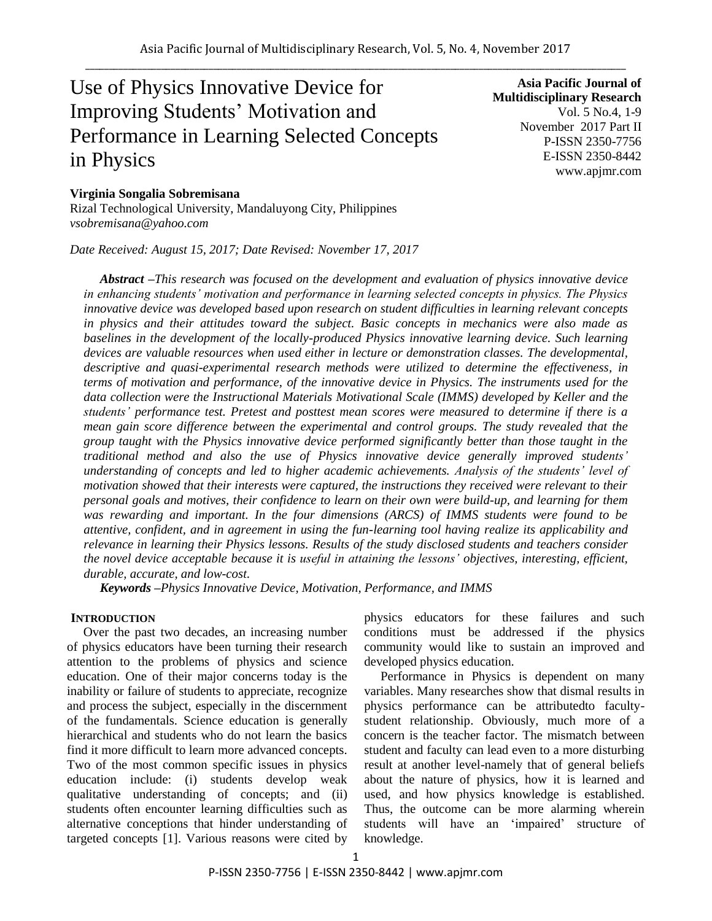// Use of Physics Innovative Device for Improving Students' Motivation and Performance in Learning Selected Concepts in Physics

**Asia Pacific Journal of Multidisciplinary Research**
Vol. 5 No.4, 1-9
November 2017 Part II
P-ISSN 2350-7756
E-ISSN 2350-8442
www.apjmr.com

**Virginia Songalia Sobremisana**
Rizal Technological University, Mandaluyong City, Philippines
*vsobremisana@yahoo.com*

*Date Received: August 15, 2017; Date Revised: November 17, 2017*

***Abstract*** *–This research was focused on the development and evaluation of physics innovative device in enhancing students' motivation and performance in learning selected concepts in physics. The Physics innovative device was developed based upon research on student difficulties in learning relevant concepts in physics and their attitudes toward the subject. Basic concepts in mechanics were also made as baselines in the development of the locally-produced Physics innovative learning device. Such learning devices are valuable resources when used either in lecture or demonstration classes. The developmental, descriptive and quasi-experimental research methods were utilized to determine the effectiveness, in terms of motivation and performance, of the innovative device in Physics. The instruments used for the data collection were the Instructional Materials Motivational Scale (IMMS) developed by Keller and the students' performance test. Pretest and posttest mean scores were measured to determine if there is a mean gain score difference between the experimental and control groups. The study revealed that the group taught with the Physics innovative device performed significantly better than those taught in the traditional method and also the use of Physics innovative device generally improved students' understanding of concepts and led to higher academic achievements. Analysis of the students' level of motivation showed that their interests were captured, the instructions they received were relevant to their personal goals and motives, their confidence to learn on their own were build-up, and learning for them was rewarding and important. In the four dimensions (ARCS) of IMMS students were found to be attentive, confident, and in agreement in using the fun-learning tool having realize its applicability and relevance in learning their Physics lessons. Results of the study disclosed students and teachers consider the novel device acceptable because it is useful in attaining the lessons' objectives, interesting, efficient, durable, accurate, and low-cost.*

***Keywords*** *–Physics Innovative Device, Motivation, Performance, and IMMS*

## INTRODUCTION

Over the past two decades, an increasing number of physics educators have been turning their research attention to the problems of physics and science education. One of their major concerns today is the inability or failure of students to appreciate, recognize and process the subject, especially in the discernment of the fundamentals. Science education is generally hierarchical and students who do not learn the basics find it more difficult to learn more advanced concepts. Two of the most common specific issues in physics education include: (i) students develop weak qualitative understanding of concepts; and (ii) students often encounter learning difficulties such as alternative conceptions that hinder understanding of targeted concepts [1]. Various reasons were cited by physics educators for these failures and such conditions must be addressed if the physics community would like to sustain an improved and developed physics education.

Performance in Physics is dependent on many variables. Many researches show that dismal results in physics performance can be attributedto faculty-student relationship. Obviously, much more of a concern is the teacher factor. The mismatch between student and faculty can lead even to a more disturbing result at another level-namely that of general beliefs about the nature of physics, how it is learned and used, and how physics knowledge is established. Thus, the outcome can be more alarming wherein students will have an 'impaired' structure of knowledge.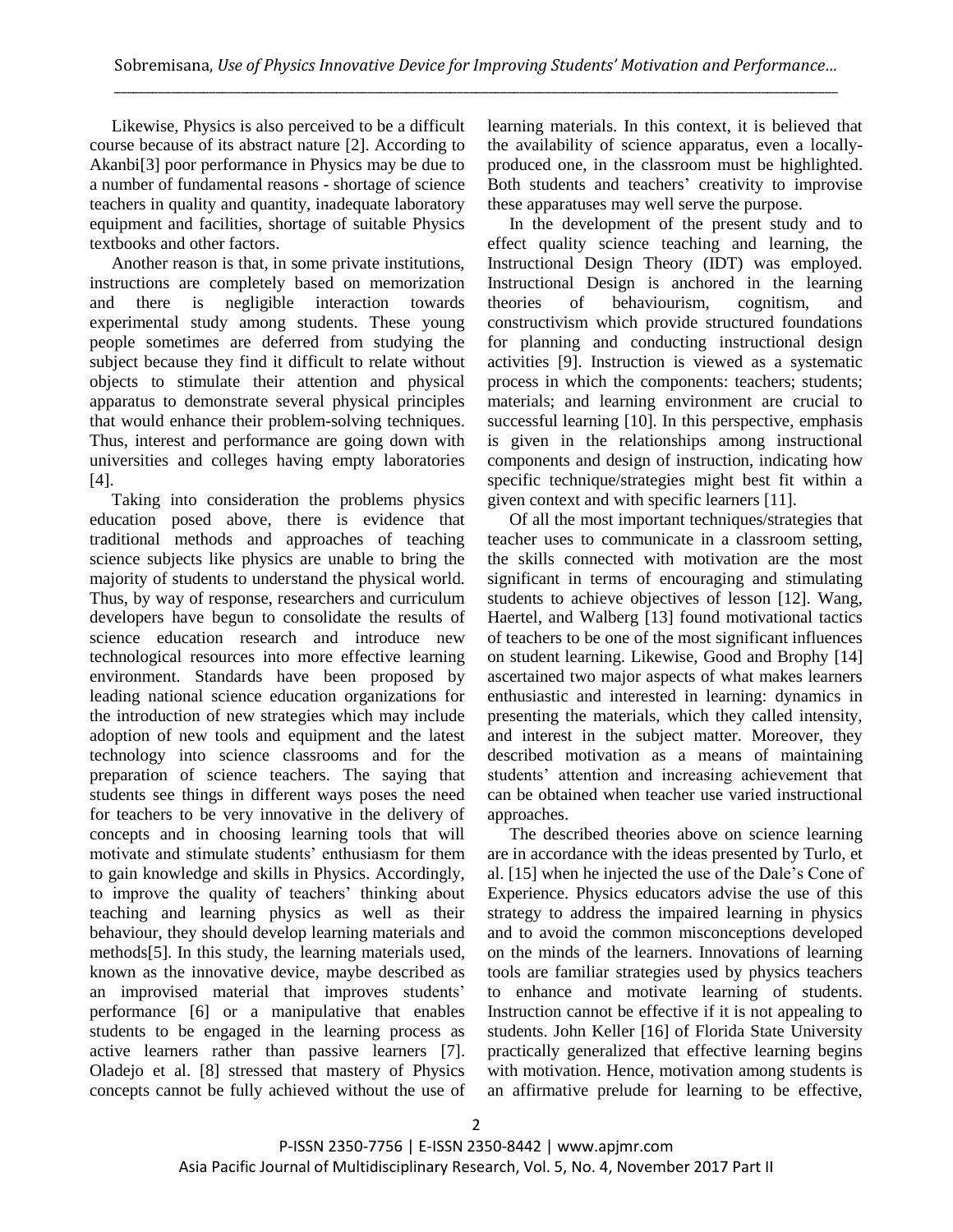Likewise, Physics is also perceived to be a difficult course because of its abstract nature [2]. According to Akanbi[3] poor performance in Physics may be due to a number of fundamental reasons - shortage of science teachers in quality and quantity, inadequate laboratory equipment and facilities, shortage of suitable Physics textbooks and other factors.

Another reason is that, in some private institutions, instructions are completely based on memorization and there is negligible interaction towards experimental study among students. These young people sometimes are deferred from studying the subject because they find it difficult to relate without objects to stimulate their attention and physical apparatus to demonstrate several physical principles that would enhance their problem-solving techniques. Thus, interest and performance are going down with universities and colleges having empty laboratories [4].

Taking into consideration the problems physics education posed above, there is evidence that traditional methods and approaches of teaching science subjects like physics are unable to bring the majority of students to understand the physical world. Thus, by way of response, researchers and curriculum developers have begun to consolidate the results of science education research and introduce new technological resources into more effective learning environment. Standards have been proposed by leading national science education organizations for the introduction of new strategies which may include adoption of new tools and equipment and the latest technology into science classrooms and for the preparation of science teachers. The saying that students see things in different ways poses the need for teachers to be very innovative in the delivery of concepts and in choosing learning tools that will motivate and stimulate students' enthusiasm for them to gain knowledge and skills in Physics. Accordingly, to improve the quality of teachers' thinking about teaching and learning physics as well as their behaviour, they should develop learning materials and methods[5]. In this study, the learning materials used, known as the innovative device, maybe described as an improvised material that improves students' performance [6] or a manipulative that enables students to be engaged in the learning process as active learners rather than passive learners [7]. Oladejo et al. [8] stressed that mastery of Physics concepts cannot be fully achieved without the use of learning materials. In this context, it is believed that the availability of science apparatus, even a locally-produced one, in the classroom must be highlighted. Both students and teachers' creativity to improvise these apparatuses may well serve the purpose.

In the development of the present study and to effect quality science teaching and learning, the Instructional Design Theory (IDT) was employed. Instructional Design is anchored in the learning theories of behaviourism, cognitism, and constructivism which provide structured foundations for planning and conducting instructional design activities [9]. Instruction is viewed as a systematic process in which the components: teachers; students; materials; and learning environment are crucial to successful learning [10]. In this perspective, emphasis is given in the relationships among instructional components and design of instruction, indicating how specific technique/strategies might best fit within a given context and with specific learners [11].

Of all the most important techniques/strategies that teacher uses to communicate in a classroom setting, the skills connected with motivation are the most significant in terms of encouraging and stimulating students to achieve objectives of lesson [12]. Wang, Haertel, and Walberg [13] found motivational tactics of teachers to be one of the most significant influences on student learning. Likewise, Good and Brophy [14] ascertained two major aspects of what makes learners enthusiastic and interested in learning: dynamics in presenting the materials, which they called intensity, and interest in the subject matter. Moreover, they described motivation as a means of maintaining students' attention and increasing achievement that can be obtained when teacher use varied instructional approaches.

The described theories above on science learning are in accordance with the ideas presented by Turlo, et al. [15] when he injected the use of the Dale's Cone of Experience. Physics educators advise the use of this strategy to address the impaired learning in physics and to avoid the common misconceptions developed on the minds of the learners. Innovations of learning tools are familiar strategies used by physics teachers to enhance and motivate learning of students. Instruction cannot be effective if it is not appealing to students. John Keller [16] of Florida State University practically generalized that effective learning begins with motivation. Hence, motivation among students is an affirmative prelude for learning to be effective,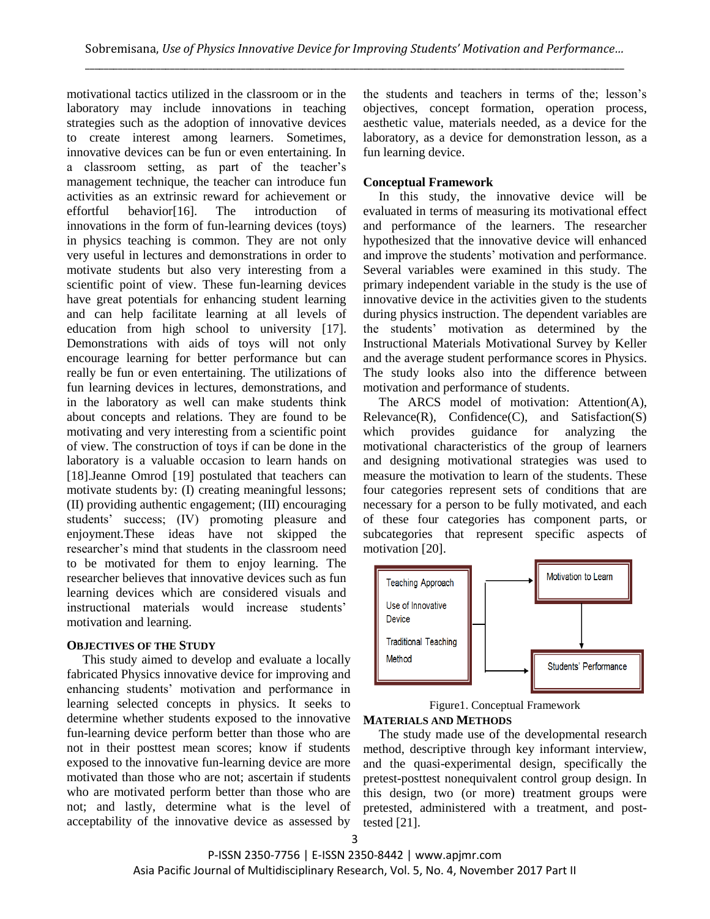motivational tactics utilized in the classroom or in the laboratory may include innovations in teaching strategies such as the adoption of innovative devices to create interest among learners. Sometimes, innovative devices can be fun or even entertaining. In a classroom setting, as part of the teacher's management technique, the teacher can introduce fun activities as an extrinsic reward for achievement or effortful behavior[16]. The introduction of innovations in the form of fun-learning devices (toys) in physics teaching is common. They are not only very useful in lectures and demonstrations in order to motivate students but also very interesting from a scientific point of view. These fun-learning devices have great potentials for enhancing student learning and can help facilitate learning at all levels of education from high school to university [17]. Demonstrations with aids of toys will not only encourage learning for better performance but can really be fun or even entertaining. The utilizations of fun learning devices in lectures, demonstrations, and in the laboratory as well can make students think about concepts and relations. They are found to be motivating and very interesting from a scientific point of view. The construction of toys if can be done in the laboratory is a valuable occasion to learn hands on [18].Jeanne Omrod [19] postulated that teachers can motivate students by: (I) creating meaningful lessons; (II) providing authentic engagement; (III) encouraging students' success; (IV) promoting pleasure and enjoyment.These ideas have not skipped the researcher's mind that students in the classroom need to be motivated for them to enjoy learning. The researcher believes that innovative devices such as fun learning devices which are considered visuals and instructional materials would increase students' motivation and learning.

## OBJECTIVES OF THE STUDY

This study aimed to develop and evaluate a locally fabricated Physics innovative device for improving and enhancing students' motivation and performance in learning selected concepts in physics. It seeks to determine whether students exposed to the innovative fun-learning device perform better than those who are not in their posttest mean scores; know if students exposed to the innovative fun-learning device are more motivated than those who are not; ascertain if students who are motivated perform better than those who are not; and lastly, determine what is the level of acceptability of the innovative device as assessed by the students and teachers in terms of the; lesson's objectives, concept formation, operation process, aesthetic value, materials needed, as a device for the laboratory, as a device for demonstration lesson, as a fun learning device.

### Conceptual Framework

In this study, the innovative device will be evaluated in terms of measuring its motivational effect and performance of the learners. The researcher hypothesized that the innovative device will enhanced and improve the students' motivation and performance. Several variables were examined in this study. The primary independent variable in the study is the use of innovative device in the activities given to the students during physics instruction. The dependent variables are the students' motivation as determined by the Instructional Materials Motivational Survey by Keller and the average student performance scores in Physics. The study looks also into the difference between motivation and performance of students.

The ARCS model of motivation: Attention(A), Relevance(R), Confidence(C), and Satisfaction(S) which provides guidance for analyzing the motivational characteristics of the group of learners and designing motivational strategies was used to measure the motivation to learn of the students. These four categories represent sets of conditions that are necessary for a person to be fully motivated, and each of these four categories has component parts, or subcategories that represent specific aspects of motivation [20].

Teaching Approach

Use of Innovative Device

Traditional Teaching Method

Motivation to Learn

Students' Performance

Figure1. Conceptual Framework

## MATERIALS AND METHODS

The study made use of the developmental research method, descriptive through key informant interview, and the quasi-experimental design, specifically the pretest-posttest nonequivalent control group design. In this design, two (or more) treatment groups were pretested, administered with a treatment, and post-tested [21].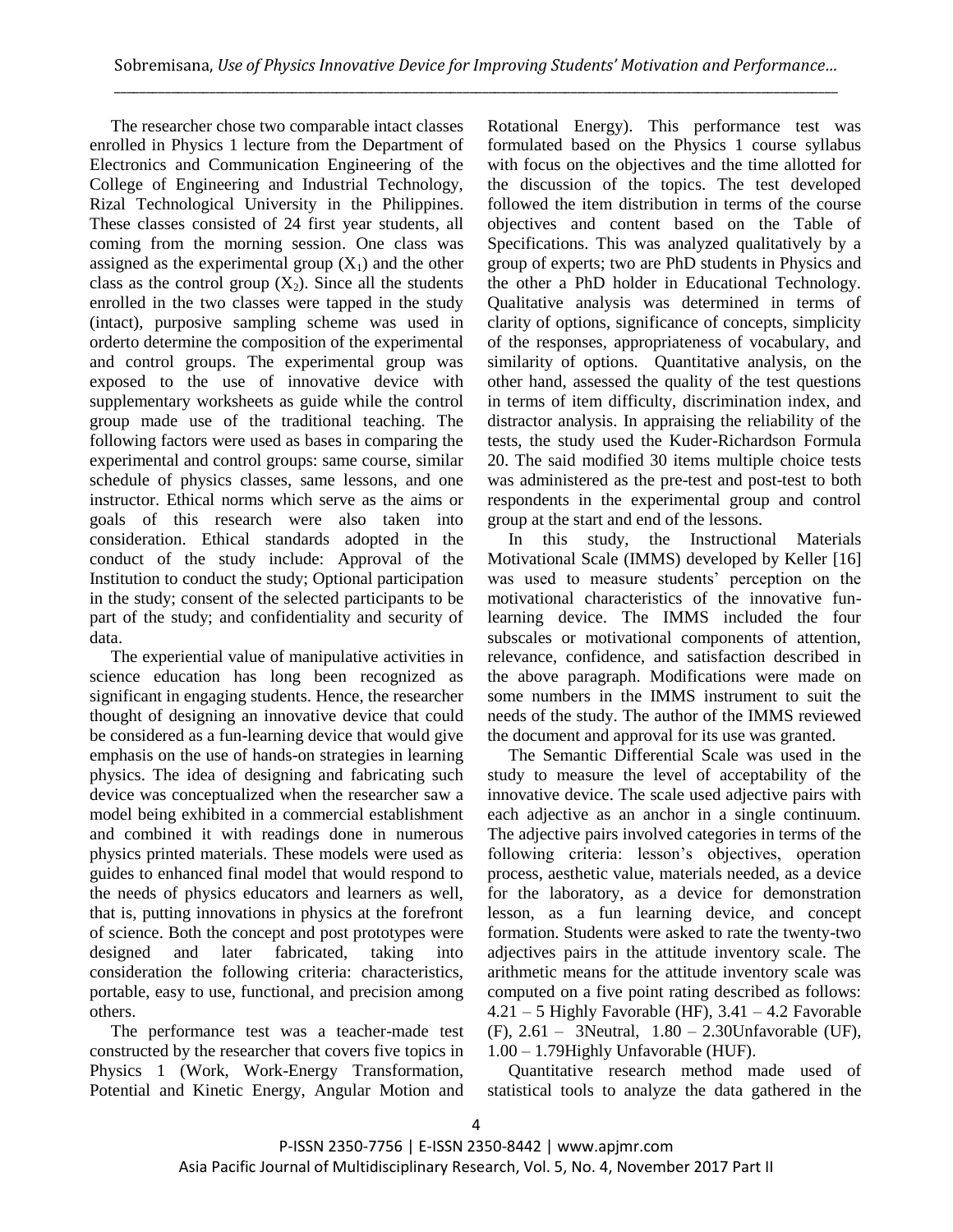The researcher chose two comparable intact classes enrolled in Physics 1 lecture from the Department of Electronics and Communication Engineering of the College of Engineering and Industrial Technology, Rizal Technological University in the Philippines. These classes consisted of 24 first year students, all coming from the morning session. One class was assigned as the experimental group ($X_1$) and the other class as the control group ($X_2$). Since all the students enrolled in the two classes were tapped in the study (intact), purposive sampling scheme was used in orderto determine the composition of the experimental and control groups. The experimental group was exposed to the use of innovative device with supplementary worksheets as guide while the control group made use of the traditional teaching. The following factors were used as bases in comparing the experimental and control groups: same course, similar schedule of physics classes, same lessons, and one instructor. Ethical norms which serve as the aims or goals of this research were also taken into consideration. Ethical standards adopted in the conduct of the study include: Approval of the Institution to conduct the study; Optional participation in the study; consent of the selected participants to be part of the study; and confidentiality and security of data.

The experiential value of manipulative activities in science education has long been recognized as significant in engaging students. Hence, the researcher thought of designing an innovative device that could be considered as a fun-learning device that would give emphasis on the use of hands-on strategies in learning physics. The idea of designing and fabricating such device was conceptualized when the researcher saw a model being exhibited in a commercial establishment and combined it with readings done in numerous physics printed materials. These models were used as guides to enhanced final model that would respond to the needs of physics educators and learners as well, that is, putting innovations in physics at the forefront of science. Both the concept and post prototypes were designed and later fabricated, taking into consideration the following criteria: characteristics, portable, easy to use, functional, and precision among others.

The performance test was a teacher-made test constructed by the researcher that covers five topics in Physics 1 (Work, Work-Energy Transformation, Potential and Kinetic Energy, Angular Motion and Rotational Energy). This performance test was formulated based on the Physics 1 course syllabus with focus on the objectives and the time allotted for the discussion of the topics. The test developed followed the item distribution in terms of the course objectives and content based on the Table of Specifications. This was analyzed qualitatively by a group of experts; two are PhD students in Physics and the other a PhD holder in Educational Technology. Qualitative analysis was determined in terms of clarity of options, significance of concepts, simplicity of the responses, appropriateness of vocabulary, and similarity of options. Quantitative analysis, on the other hand, assessed the quality of the test questions in terms of item difficulty, discrimination index, and distractor analysis. In appraising the reliability of the tests, the study used the Kuder-Richardson Formula 20. The said modified 30 items multiple choice tests was administered as the pre-test and post-test to both respondents in the experimental group and control group at the start and end of the lessons.

In this study, the Instructional Materials Motivational Scale (IMMS) developed by Keller [16] was used to measure students' perception on the motivational characteristics of the innovative fun-learning device. The IMMS included the four subscales or motivational components of attention, relevance, confidence, and satisfaction described in the above paragraph. Modifications were made on some numbers in the IMMS instrument to suit the needs of the study. The author of the IMMS reviewed the document and approval for its use was granted.

The Semantic Differential Scale was used in the study to measure the level of acceptability of the innovative device. The scale used adjective pairs with each adjective as an anchor in a single continuum. The adjective pairs involved categories in terms of the following criteria: lesson's objectives, operation process, aesthetic value, materials needed, as a device for the laboratory, as a device for demonstration lesson, as a fun learning device, and concept formation. Students were asked to rate the twenty-two adjectives pairs in the attitude inventory scale. The arithmetic means for the attitude inventory scale was computed on a five point rating described as follows: 4.21 – 5 Highly Favorable (HF), 3.41 – 4.2 Favorable (F), 2.61 – 3Neutral, 1.80 – 2.30Unfavorable (UF), 1.00 – 1.79Highly Unfavorable (HUF).

Quantitative research method made used of statistical tools to analyze the data gathered in the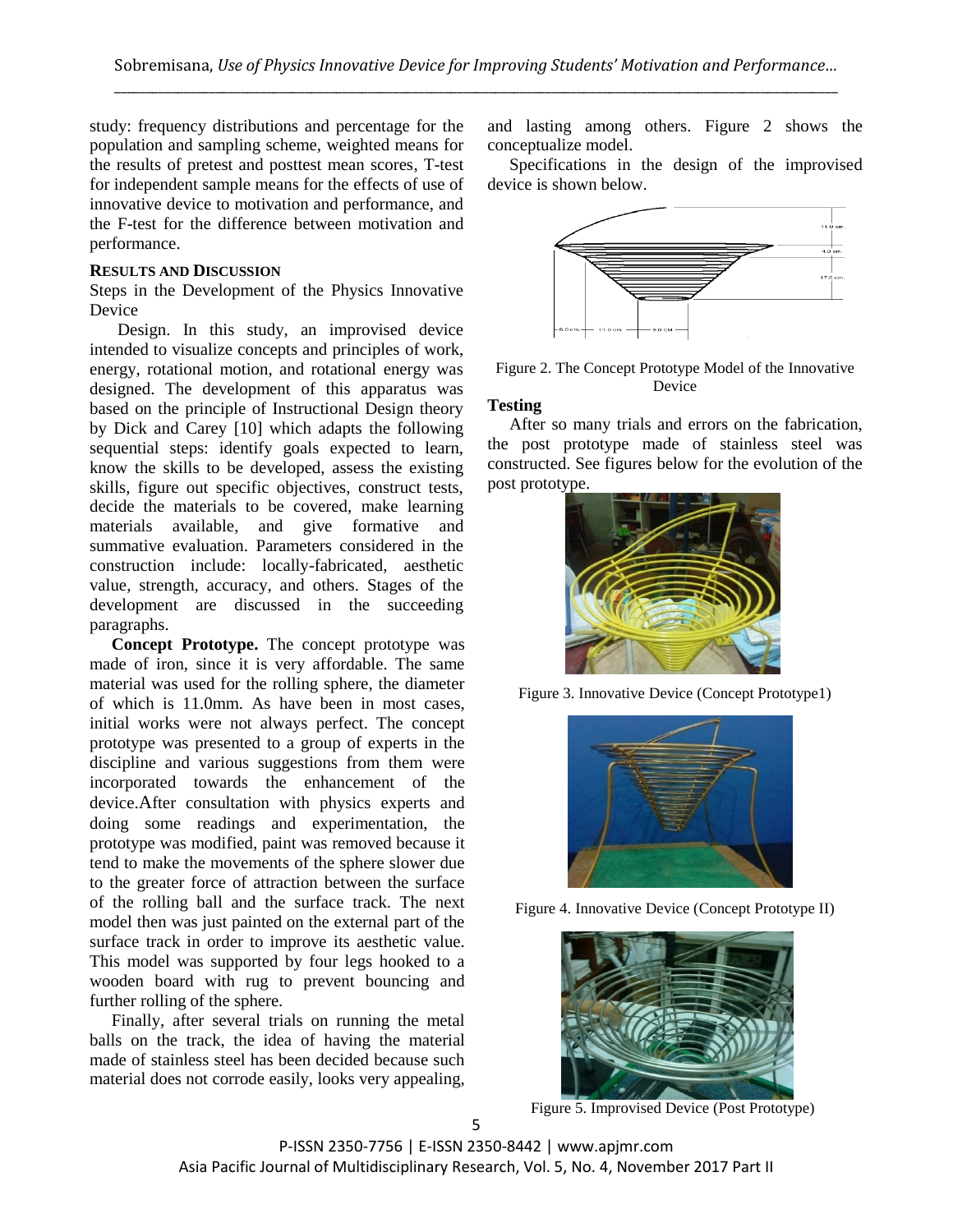study: frequency distributions and percentage for the population and sampling scheme, weighted means for the results of pretest and posttest mean scores, T-test for independent sample means for the effects of use of innovative device to motivation and performance, and the F-test for the difference between motivation and performance.

## RESULTS AND DISCUSSION

Steps in the Development of the Physics Innovative Device

Design. In this study, an improvised device intended to visualize concepts and principles of work, energy, rotational motion, and rotational energy was designed. The development of this apparatus was based on the principle of Instructional Design theory by Dick and Carey [10] which adapts the following sequential steps: identify goals expected to learn, know the skills to be developed, assess the existing skills, figure out specific objectives, construct tests, decide the materials to be covered, make learning materials available, and give formative and summative evaluation. Parameters considered in the construction include: locally-fabricated, aesthetic value, strength, accuracy, and others. Stages of the development are discussed in the succeeding paragraphs.

**Concept Prototype.** The concept prototype was made of iron, since it is very affordable. The same material was used for the rolling sphere, the diameter of which is 11.0mm. As have been in most cases, initial works were not always perfect. The concept prototype was presented to a group of experts in the discipline and various suggestions from them were incorporated towards the enhancement of the device.After consultation with physics experts and doing some readings and experimentation, the prototype was modified, paint was removed because it tend to make the movements of the sphere slower due to the greater force of attraction between the surface of the rolling ball and the surface track. The next model then was just painted on the external part of the surface track in order to improve its aesthetic value. This model was supported by four legs hooked to a wooden board with rug to prevent bouncing and further rolling of the sphere.

Finally, after several trials on running the metal balls on the track, the idea of having the material made of stainless steel has been decided because such material does not corrode easily, looks very appealing, and lasting among others. Figure 2 shows the conceptualize model.

Specifications in the design of the improvised device is shown below.

Figure 2. The Concept Prototype Model of the Innovative Device

**Testing**

After so many trials and errors on the fabrication, the post prototype made of stainless steel was constructed. See figures below for the evolution of the post prototype.

Figure 3. Innovative Device (Concept Prototype1)

Figure 4. Innovative Device (Concept Prototype II)

Figure 5. Improvised Device (Post Prototype)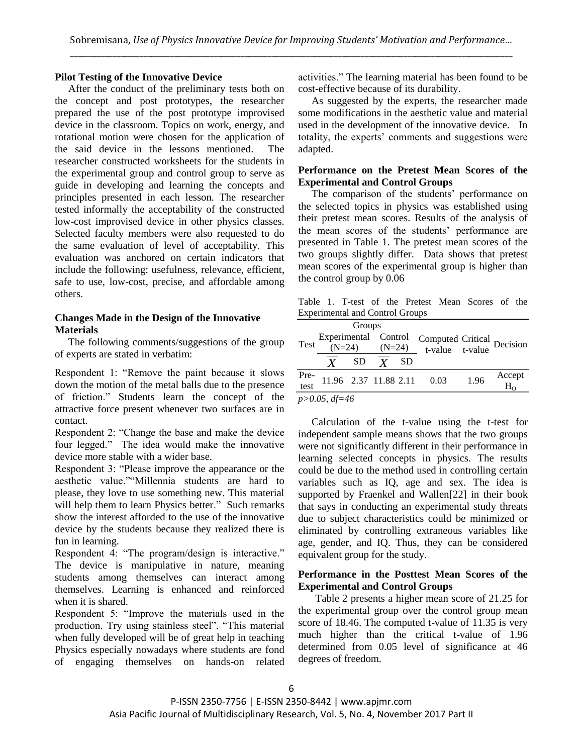### Pilot Testing of the Innovative Device

After the conduct of the preliminary tests both on the concept and post prototypes, the researcher prepared the use of the post prototype improvised device in the classroom. Topics on work, energy, and rotational motion were chosen for the application of the said device in the lessons mentioned. The researcher constructed worksheets for the students in the experimental group and control group to serve as guide in developing and learning the concepts and principles presented in each lesson. The researcher tested informally the acceptability of the constructed low-cost improvised device in other physics classes. Selected faculty members were also requested to do the same evaluation of level of acceptability. This evaluation was anchored on certain indicators that include the following: usefulness, relevance, efficient, safe to use, low-cost, precise, and affordable among others.

### Changes Made in the Design of the Innovative Materials

The following comments/suggestions of the group of experts are stated in verbatim:

Respondent 1: "Remove the paint because it slows down the motion of the metal balls due to the presence of friction." Students learn the concept of the attractive force present whenever two surfaces are in contact.

Respondent 2: "Change the base and make the device four legged." The idea would make the innovative device more stable with a wider base.

Respondent 3: "Please improve the appearance or the aesthetic value.""Millennia students are hard to please, they love to use something new. This material will help them to learn Physics better." Such remarks show the interest afforded to the use of the innovative device by the students because they realized there is fun in learning.

Respondent 4: "The program/design is interactive." The device is manipulative in nature, meaning students among themselves can interact among themselves. Learning is enhanced and reinforced when it is shared.

Respondent 5: "Improve the materials used in the production. Try using stainless steel". "This material when fully developed will be of great help in teaching Physics especially nowadays where students are fond of engaging themselves on hands-on related activities." The learning material has been found to be cost-effective because of its durability.

As suggested by the experts, the researcher made some modifications in the aesthetic value and material used in the development of the innovative device. In totality, the experts' comments and suggestions were adapted.

### Performance on the Pretest Mean Scores of the Experimental and Control Groups

The comparison of the students' performance on the selected topics in physics was established using their pretest mean scores. Results of the analysis of the mean scores of the students' performance are presented in Table 1. The pretest mean scores of the two groups slightly differ. Data shows that pretest mean scores of the experimental group is higher than the control group by 0.06

Table 1. T-test of the Pretest Mean Scores of the Experimental and Control Groups

| Test | Groups | | | | Computed t-value | Critical t-value | Decision |
|---|---|---|---|---|---|---|---|
| | Experimental (N=24) | | Control (N=24) | | | | |
| | $\overline{X}$ | SD | $\overline{X}$ | SD | | | |
| Pre-test | 11.96 | 2.37 | 11.88 | 2.11 | 0.03 | 1.96 | Accept $H_O$ |

*$p>0.05$, $df=46$*

Calculation of the t-value using the t-test for independent sample means shows that the two groups were not significantly different in their performance in learning selected concepts in physics. The results could be due to the method used in controlling certain variables such as IQ, age and sex. The idea is supported by Fraenkel and Wallen[22] in their book that says in conducting an experimental study threats due to subject characteristics could be minimized or eliminated by controlling extraneous variables like age, gender, and IQ. Thus, they can be considered equivalent group for the study.

### Performance in the Posttest Mean Scores of the Experimental and Control Groups

Table 2 presents a higher mean score of 21.25 for the experimental group over the control group mean score of 18.46. The computed t-value of 11.35 is very much higher than the critical t-value of 1.96 determined from 0.05 level of significance at 46 degrees of freedom.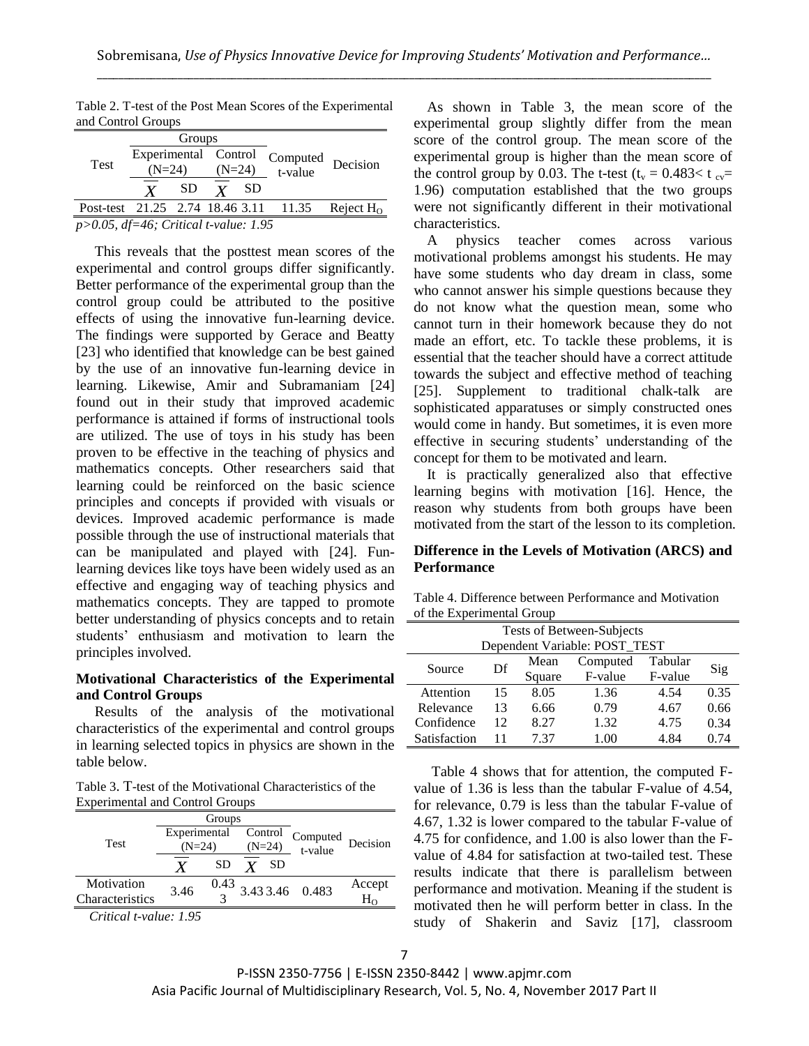Table 2. T-test of the Post Mean Scores of the Experimental and Control Groups

| Test | Experimental (N=24) | | Control (N=24) | | Computed t-value | Decision |
|---|---|---|---|---|---|---|
| | $\overline{X}$ | SD | $\overline{X}$ | SD | | |
| Post-test | 21.25 | 2.74 | 18.46 | 3.11 | 11.35 | Reject $H_O$ |

*p>0.05, df=46; Critical t-value: 1.95*

This reveals that the posttest mean scores of the experimental and control groups differ significantly. Better performance of the experimental group than the control group could be attributed to the positive effects of using the innovative fun-learning device. The findings were supported by Gerace and Beatty [23] who identified that knowledge can be best gained by the use of an innovative fun-learning device in learning. Likewise, Amir and Subramaniam [24] found out in their study that improved academic performance is attained if forms of instructional tools are utilized. The use of toys in his study has been proven to be effective in the teaching of physics and mathematics concepts. Other researchers said that learning could be reinforced on the basic science principles and concepts if provided with visuals or devices. Improved academic performance is made possible through the use of instructional materials that can be manipulated and played with [24]. Fun-learning devices like toys have been widely used as an effective and engaging way of teaching physics and mathematics concepts. They are tapped to promote better understanding of physics concepts and to retain students' enthusiasm and motivation to learn the principles involved.

### Motivational Characteristics of the Experimental and Control Groups

Results of the analysis of the motivational characteristics of the experimental and control groups in learning selected topics in physics are shown in the table below.

Table 3. T-test of the Motivational Characteristics of the Experimental and Control Groups

| Test | Experimental (N=24) | | Control (N=24) | | Computed t-value | Decision |
|---|---|---|---|---|---|---|
| | $\overline{X}$ | SD | $\overline{X}$ | SD | | |
| Motivation Characteristics | 3.46 | 0.433 | 3.43 | 3.46 | 0.483 | Accept $H_O$ |

*Critical t-value: 1.95*

As shown in Table 3, the mean score of the experimental group slightly differ from the mean score of the control group. The mean score of the experimental group is higher than the mean score of the control group by 0.03. The t-test ($t_v = 0.483 < t_{cv} = 1.96$) computation established that the two groups were not significantly different in their motivational characteristics.

A physics teacher comes across various motivational problems amongst his students. He may have some students who day dream in class, some who cannot answer his simple questions because they do not know what the question mean, some who cannot turn in their homework because they do not made an effort, etc. To tackle these problems, it is essential that the teacher should have a correct attitude towards the subject and effective method of teaching [25]. Supplement to traditional chalk-talk are sophisticated apparatuses or simply constructed ones would come in handy. But sometimes, it is even more effective in securing students' understanding of the concept for them to be motivated and learn.

It is practically generalized also that effective learning begins with motivation [16]. Hence, the reason why students from both groups have been motivated from the start of the lesson to its completion.

### Difference in the Levels of Motivation (ARCS) and Performance

Table 4. Difference between Performance and Motivation of the Experimental Group

| Tests of Between-Subjects<br>Dependent Variable: POST_TEST | | | | | |
|---|---|---|---|---|---|
| Source | Df | Mean Square | Computed F-value | Tabular F-value | Sig |
| Attention | 15 | 8.05 | 1.36 | 4.54 | 0.35 |
| Relevance | 13 | 6.66 | 0.79 | 4.67 | 0.66 |
| Confidence | 12 | 8.27 | 1.32 | 4.75 | 0.34 |
| Satisfaction | 11 | 7.37 | 1.00 | 4.84 | 0.74 |

Table 4 shows that for attention, the computed F-value of 1.36 is less than the tabular F-value of 4.54, for relevance, 0.79 is less than the tabular F-value of 4.67, 1.32 is lower compared to the tabular F-value of 4.75 for confidence, and 1.00 is also lower than the F-value of 4.84 for satisfaction at two-tailed test. These results indicate that there is parallelism between performance and motivation. Meaning if the student is motivated then he will perform better in class. In the study of Shakerin and Saviz [17], classroom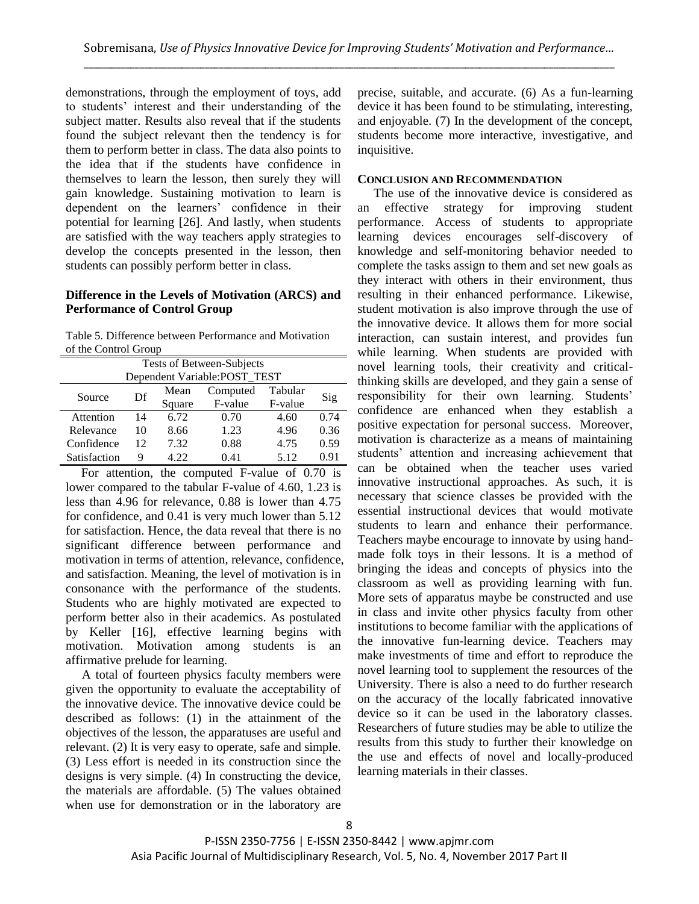demonstrations, through the employment of toys, add to students' interest and their understanding of the subject matter. Results also reveal that if the students found the subject relevant then the tendency is for them to perform better in class. The data also points to the idea that if the students have confidence in themselves to learn the lesson, then surely they will gain knowledge. Sustaining motivation to learn is dependent on the learners' confidence in their potential for learning [26]. And lastly, when students are satisfied with the way teachers apply strategies to develop the concepts presented in the lesson, then students can possibly perform better in class.

### Difference in the Levels of Motivation (ARCS) and Performance of Control Group

Table 5. Difference between Performance and Motivation of the Control Group

| Tests of Between-Subjects | | | | | |
|---|---|---|---|---|---|
| Dependent Variable:POST_TEST | | | | | |
| Source | Df | Mean Square | Computed F-value | Tabular F-value | Sig |
| Attention | 14 | 6.72 | 0.70 | 4.60 | 0.74 |
| Relevance | 10 | 8.66 | 1.23 | 4.96 | 0.36 |
| Confidence | 12 | 7.32 | 0.88 | 4.75 | 0.59 |
| Satisfaction | 9 | 4.22 | 0.41 | 5.12 | 0.91 |

For attention, the computed F-value of 0.70 is lower compared to the tabular F-value of 4.60, 1.23 is less than 4.96 for relevance, 0.88 is lower than 4.75 for confidence, and 0.41 is very much lower than 5.12 for satisfaction. Hence, the data reveal that there is no significant difference between performance and motivation in terms of attention, relevance, confidence, and satisfaction. Meaning, the level of motivation is in consonance with the performance of the students. Students who are highly motivated are expected to perform better also in their academics. As postulated by Keller [16], effective learning begins with motivation. Motivation among students is an affirmative prelude for learning.

A total of fourteen physics faculty members were given the opportunity to evaluate the acceptability of the innovative device. The innovative device could be described as follows: (1) in the attainment of the objectives of the lesson, the apparatuses are useful and relevant. (2) It is very easy to operate, safe and simple. (3) Less effort is needed in its construction since the designs is very simple. (4) In constructing the device, the materials are affordable. (5) The values obtained when use for demonstration or in the laboratory are precise, suitable, and accurate. (6) As a fun-learning device it has been found to be stimulating, interesting, and enjoyable. (7) In the development of the concept, students become more interactive, investigative, and inquisitive.

### CONCLUSION AND RECOMMENDATION

The use of the innovative device is considered as an effective strategy for improving student performance. Access of students to appropriate learning devices encourages self-discovery of knowledge and self-monitoring behavior needed to complete the tasks assign to them and set new goals as they interact with others in their environment, thus resulting in their enhanced performance. Likewise, student motivation is also improve through the use of the innovative device. It allows them for more social interaction, can sustain interest, and provides fun while learning. When students are provided with novel learning tools, their creativity and critical-thinking skills are developed, and they gain a sense of responsibility for their own learning. Students' confidence are enhanced when they establish a positive expectation for personal success. Moreover, motivation is characterize as a means of maintaining students' attention and increasing achievement that can be obtained when the teacher uses varied innovative instructional approaches. As such, it is necessary that science classes be provided with the essential instructional devices that would motivate students to learn and enhance their performance. Teachers maybe encourage to innovate by using hand-made folk toys in their lessons. It is a method of bringing the ideas and concepts of physics into the classroom as well as providing learning with fun. More sets of apparatus maybe be constructed and use in class and invite other physics faculty from other institutions to become familiar with the applications of the innovative fun-learning device. Teachers may make investments of time and effort to reproduce the novel learning tool to supplement the resources of the University. There is also a need to do further research on the accuracy of the locally fabricated innovative device so it can be used in the laboratory classes. Researchers of future studies may be able to utilize the results from this study to further their knowledge on the use and effects of novel and locally-produced learning materials in their classes.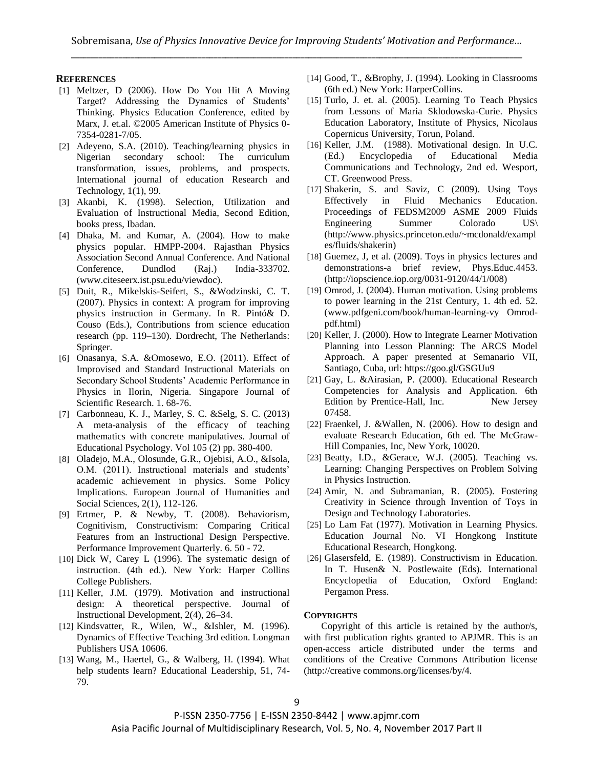## REFERENCES

[1] Meltzer, D (2006). How Do You Hit A Moving Target? Addressing the Dynamics of Students' Thinking. Physics Education Conference, edited by Marx, J. et.al. ©2005 American Institute of Physics 0-7354-0281-7/05.

[2] Adeyeno, S.A. (2010). Teaching/learning physics in Nigerian secondary school: The curriculum transformation, issues, problems, and prospects. International journal of education Research and Technology, 1(1), 99.

[3] Akanbi, K. (1998). Selection, Utilization and Evaluation of Instructional Media, Second Edition, books press, Ibadan.

[4] Dhaka, M. and Kumar, A. (2004). How to make physics popular. HMPP-2004. Rajasthan Physics Association Second Annual Conference. And National Conference, Dundlod (Raj.) India-333702. (www.citeseerx.ist.psu.edu/viewdoc).

[5] Duit, R., Mikelskis-Seifert, S., &Wodzinski, C. T. (2007). Physics in context: A program for improving physics instruction in Germany. In R. Pintó& D. Couso (Eds.), Contributions from science education research (pp. 119–130). Dordrecht, The Netherlands: Springer.

[6] Onasanya, S.A. &Omosewo, E.O. (2011). Effect of Improvised and Standard Instructional Materials on Secondary School Students' Academic Performance in Physics in Ilorin, Nigeria. Singapore Journal of Scientific Research. 1. 68-76.

[7] Carbonneau, K. J., Marley, S. C. &Selg, S. C. (2013) A meta-analysis of the efficacy of teaching mathematics with concrete manipulatives. Journal of Educational Psychology. Vol 105 (2) pp. 380-400.

[8] Oladejo, M.A., Olosunde, G.R., Ojebisi, A.O., &Isola, O.M. (2011). Instructional materials and students' academic achievement in physics. Some Policy Implications. European Journal of Humanities and Social Sciences, 2(1), 112-126.

[9] Ertmer, P. & Newby, T. (2008). Behaviorism, Cognitivism, Constructivism: Comparing Critical Features from an Instructional Design Perspective. Performance Improvement Quarterly. 6. 50 - 72.

[10] Dick W, Carey L (1996). The systematic design of instruction. (4th ed.). New York: Harper Collins College Publishers.

[11] Keller, J.M. (1979). Motivation and instructional design: A theoretical perspective. Journal of Instructional Development, 2(4), 26–34.

[12] Kindsvatter, R., Wilen, W., &Ishler, M. (1996). Dynamics of Effective Teaching 3rd edition. Longman Publishers USA 10606.

[13] Wang, M., Haertel, G., & Walberg, H. (1994). What help students learn? Educational Leadership, 51, 74-79.

[14] Good, T., &Brophy, J. (1994). Looking in Classrooms (6th ed.) New York: HarperCollins.

[15] Turlo, J. et. al. (2005). Learning To Teach Physics from Lessons of Maria Sklodowska-Curie. Physics Education Laboratory, Institute of Physics, Nicolaus Copernicus University, Torun, Poland.

[16] Keller, J.M. (1988). Motivational design. In U.C. (Ed.) Encyclopedia of Educational Media Communications and Technology, 2nd ed. Wesport, CT. Greenwood Press.

[17] Shakerin, S. and Saviz, C (2009). Using Toys Effectively in Fluid Mechanics Education. Proceedings of FEDSM2009 ASME 2009 Fluids Engineering Summer Colorado US\ (http://www.physics.princeton.edu/~mcdonald/examples/fluids/shakerin)

[18] Guemez, J, et al. (2009). Toys in physics lectures and demonstrations-a brief review, Phys.Educ.4453. (http://iopscience.iop.org/0031-9120/44/1/008)

[19] Omrod, J. (2004). Human motivation. Using problems to power learning in the 21st Century, 1. 4th ed. 52. (www.pdfgeni.com/book/human-learning-vy Omrod-pdf.html)

[20] Keller, J. (2000). How to Integrate Learner Motivation Planning into Lesson Planning: The ARCS Model Approach. A paper presented at Semanario VII, Santiago, Cuba, url: https://goo.gl/GSGUu9

[21] Gay, L. &Airasian, P. (2000). Educational Research Competencies for Analysis and Application. 6th Edition by Prentice-Hall, Inc. New Jersey 07458.

[22] Fraenkel, J. &Wallen, N. (2006). How to design and evaluate Research Education, 6th ed. The McGraw-Hill Companies, Inc, New York, 10020.

[23] Beatty, I.D., &Gerace, W.J. (2005). Teaching vs. Learning: Changing Perspectives on Problem Solving in Physics Instruction.

[24] Amir, N. and Subramanian, R. (2005). Fostering Creativity in Science through Invention of Toys in Design and Technology Laboratories.

[25] Lo Lam Fat (1977). Motivation in Learning Physics. Education Journal No. VI Hongkong Institute Educational Research, Hongkong.

[26] Glasersfeld, E. (1989). Constructivism in Education. In T. Husen& N. Postlewaite (Eds). International Encyclopedia of Education, Oxford England: Pergamon Press.

## COPYRIGHTS

Copyright of this article is retained by the author/s, with first publication rights granted to APJMR. This is an open-access article distributed under the terms and conditions of the Creative Commons Attribution license (http://creative commons.org/licenses/by/4.